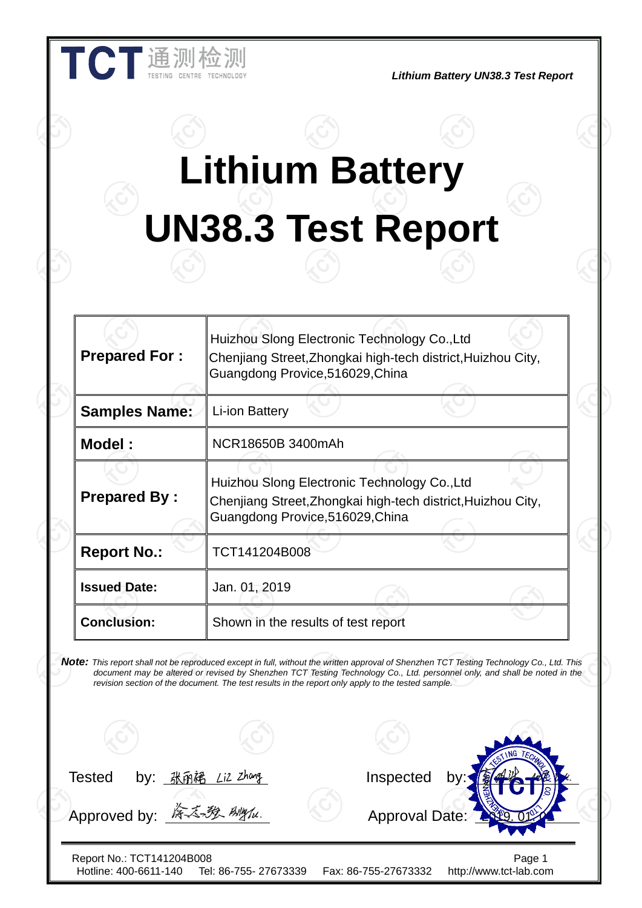TCT 通测检测 TESTING CENTRE TECHNOLOGY

*Lithium Battery UN38.3 Test Report*

# Lithium Battery UN38.3 Test Report

| | |
|---|---|
| **Prepared For :** | Huizhou Slong Electronic Technology Co.,Ltd Chenjiang Street,Zhongkai high-tech district,Huizhou City, Guangdong Provice,516029,China |
| **Samples Name:** | Li-ion Battery |
| **Model :** | NCR18650B 3400mAh |
| **Prepared By :** | Huizhou Slong Electronic Technology Co.,Ltd Chenjiang Street,Zhongkai high-tech district,Huizhou City, Guangdong Provice,516029,China |
| **Report No.:** | TCT141204B008 |
| **Issued Date:** | Jan. 01, 2019 |
| **Conclusion:** | Shown in the results of test report |

***Note:*** *This report shall not be reproduced except in full, without the written approval of Shenzhen TCT Testing Technology Co., Ltd. This document may be altered or revised by Shenzhen TCT Testing Technology Co., Ltd. personnel only, and shall be noted in the revision section of the document. The test results in the report only apply to the tested sample.*

Tested by: 张丽绪 Liz Zhang

Inspected by:

Approved by: 徐志強 Billy Xu.

Approval Date: 2019. 01. 0

Report No.: TCT141204B008

Hotline: 400-6611-140 Tel: 86-755- 27673339 Fax: 86-755-27673332 http://www.tct-lab.com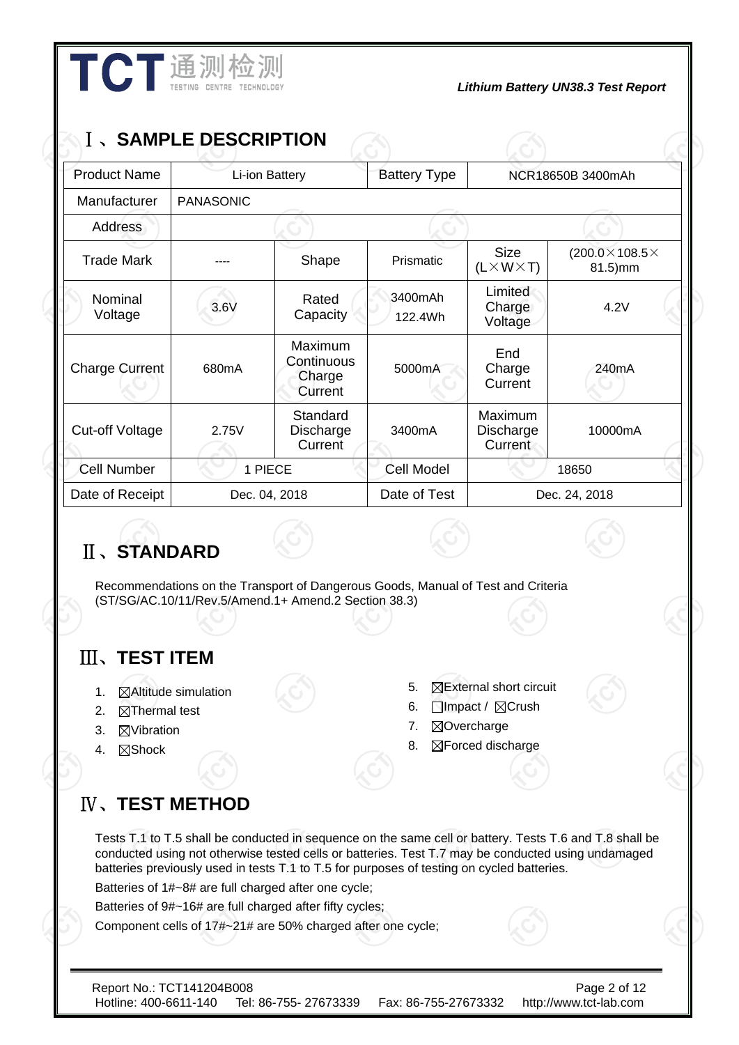## Ⅰ、SAMPLE DESCRIPTION

| Product Name | Li-ion Battery | | Battery Type | NCR18650B 3400mAh | |
|---|---|---|---|---|---|
| Manufacturer | PANASONIC | | | | |
| Address | | | | | |
| Trade Mark | ---- | Shape | Prismatic | Size (L×W×T) | (200.0×108.5×81.5)mm |
| Nominal Voltage | 3.6V | Rated Capacity | 3400mAh 122.4Wh | Limited Charge Voltage | 4.2V |
| Charge Current | 680mA | Maximum Continuous Charge Current | 5000mA | End Charge Current | 240mA |
| Cut-off Voltage | 2.75V | Standard Discharge Current | 3400mA | Maximum Discharge Current | 10000mA |
| Cell Number | 1 PIECE | | Cell Model | 18650 | |
| Date of Receipt | Dec. 04, 2018 | | Date of Test | Dec. 24, 2018 | |

## Ⅱ、STANDARD

Recommendations on the Transport of Dangerous Goods, Manual of Test and Criteria (ST/SG/AC.10/11/Rev.5/Amend.1+ Amend.2 Section 38.3)

## Ⅲ、TEST ITEM

1. ☒Altitude simulation
2. ☒Thermal test
3. ☒Vibration
4. ☒Shock
5. ☒External short circuit
6. ☐Impact / ☒Crush
7. ☒Overcharge
8. ☒Forced discharge

## Ⅳ、TEST METHOD

Tests T.1 to T.5 shall be conducted in sequence on the same cell or battery. Tests T.6 and T.8 shall be conducted using not otherwise tested cells or batteries. Test T.7 may be conducted using undamaged batteries previously used in tests T.1 to T.5 for purposes of testing on cycled batteries.

Batteries of 1#~8# are full charged after one cycle;

Batteries of 9#~16# are full charged after fifty cycles;

Component cells of 17#~21# are 50% charged after one cycle;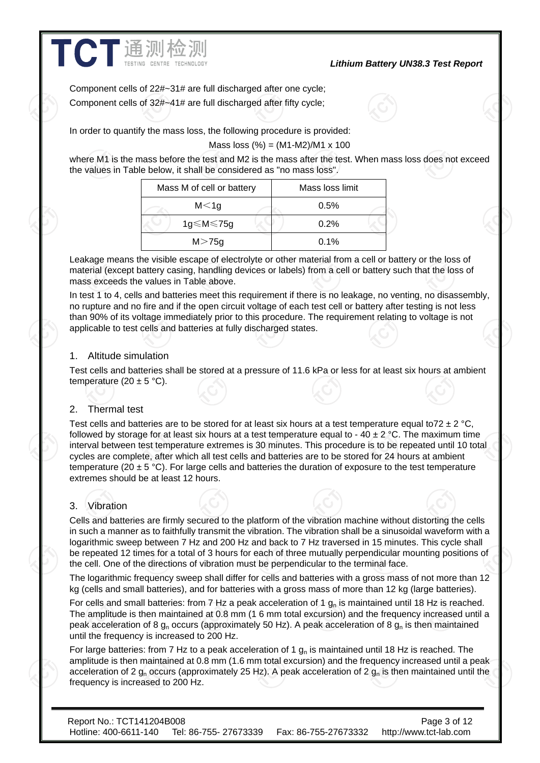Component cells of 22#~31# are full discharged after one cycle;

Component cells of 32#~41# are full discharged after fifty cycle;

In order to quantify the mass loss, the following procedure is provided:

$$\text{Mass loss (\%)} = (M1-M2)/M1 \times 100$$

where M1 is the mass before the test and M2 is the mass after the test. When mass loss does not exceed the values in Table below, it shall be considered as "no mass loss".

| Mass M of cell or battery | Mass loss limit |
|---|---|
| M＜1g | 0.5% |
| 1g≤M≤75g | 0.2% |
| M＞75g | 0.1% |

Leakage means the visible escape of electrolyte or other material from a cell or battery or the loss of material (except battery casing, handling devices or labels) from a cell or battery such that the loss of mass exceeds the values in Table above.

In test 1 to 4, cells and batteries meet this requirement if there is no leakage, no venting, no disassembly, no rupture and no fire and if the open circuit voltage of each test cell or battery after testing is not less than 90% of its voltage immediately prior to this procedure. The requirement relating to voltage is not applicable to test cells and batteries at fully discharged states.

## 1. Altitude simulation

Test cells and batteries shall be stored at a pressure of 11.6 kPa or less for at least six hours at ambient temperature (20 ± 5 °C).

## 2. Thermal test

Test cells and batteries are to be stored for at least six hours at a test temperature equal to72 ± 2 °C, followed by storage for at least six hours at a test temperature equal to - 40 ± 2 °C. The maximum time interval between test temperature extremes is 30 minutes. This procedure is to be repeated until 10 total cycles are complete, after which all test cells and batteries are to be stored for 24 hours at ambient temperature (20 ± 5 °C). For large cells and batteries the duration of exposure to the test temperature extremes should be at least 12 hours.

## 3. Vibration

Cells and batteries are firmly secured to the platform of the vibration machine without distorting the cells in such a manner as to faithfully transmit the vibration. The vibration shall be a sinusoidal waveform with a logarithmic sweep between 7 Hz and 200 Hz and back to 7 Hz traversed in 15 minutes. This cycle shall be repeated 12 times for a total of 3 hours for each of three mutually perpendicular mounting positions of the cell. One of the directions of vibration must be perpendicular to the terminal face.

The logarithmic frequency sweep shall differ for cells and batteries with a gross mass of not more than 12 kg (cells and small batteries), and for batteries with a gross mass of more than 12 kg (large batteries).

For cells and small batteries: from 7 Hz a peak acceleration of 1 $g_n$ is maintained until 18 Hz is reached. The amplitude is then maintained at 0.8 mm (1 6 mm total excursion) and the frequency increased until a peak acceleration of 8 $g_n$ occurs (approximately 50 Hz). A peak acceleration of 8 $g_n$ is then maintained until the frequency is increased to 200 Hz.

For large batteries: from 7 Hz to a peak acceleration of 1 $g_n$ is maintained until 18 Hz is reached. The amplitude is then maintained at 0.8 mm (1.6 mm total excursion) and the frequency increased until a peak acceleration of 2 $g_n$ occurs (approximately 25 Hz). A peak acceleration of 2 $g_n$ is then maintained until the frequency is increased to 200 Hz.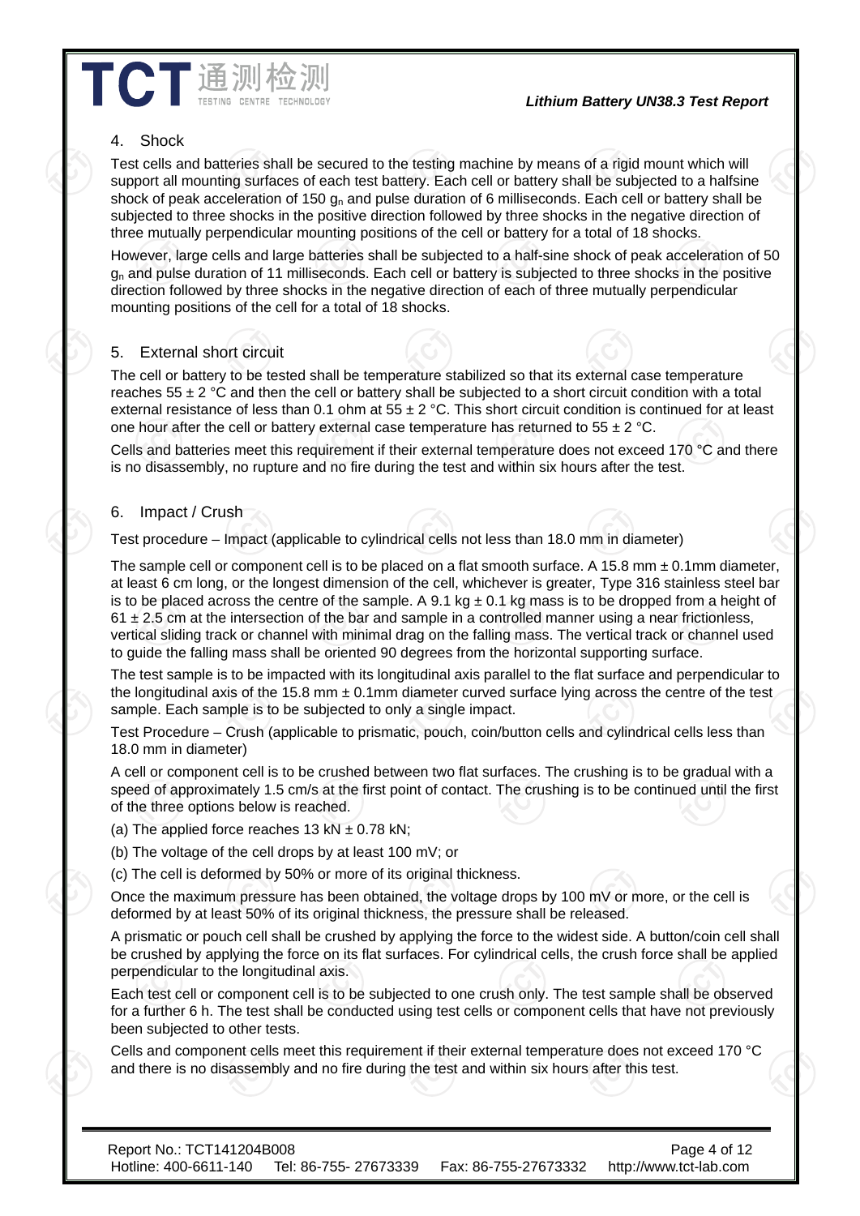## 4. Shock

Test cells and batteries shall be secured to the testing machine by means of a rigid mount which will support all mounting surfaces of each test battery. Each cell or battery shall be subjected to a halfsine shock of peak acceleration of 150 $g_n$ and pulse duration of 6 milliseconds. Each cell or battery shall be subjected to three shocks in the positive direction followed by three shocks in the negative direction of three mutually perpendicular mounting positions of the cell or battery for a total of 18 shocks.

However, large cells and large batteries shall be subjected to a half-sine shock of peak acceleration of 50 $g_n$ and pulse duration of 11 milliseconds. Each cell or battery is subjected to three shocks in the positive direction followed by three shocks in the negative direction of each of three mutually perpendicular mounting positions of the cell for a total of 18 shocks.

## 5. External short circuit

The cell or battery to be tested shall be temperature stabilized so that its external case temperature reaches 55 ± 2 °C and then the cell or battery shall be subjected to a short circuit condition with a total external resistance of less than 0.1 ohm at 55 ± 2 °C. This short circuit condition is continued for at least one hour after the cell or battery external case temperature has returned to 55 ± 2 °C.

Cells and batteries meet this requirement if their external temperature does not exceed 170 °C and there is no disassembly, no rupture and no fire during the test and within six hours after the test.

## 6. Impact / Crush

Test procedure – Impact (applicable to cylindrical cells not less than 18.0 mm in diameter)

The sample cell or component cell is to be placed on a flat smooth surface. A 15.8 mm ± 0.1mm diameter, at least 6 cm long, or the longest dimension of the cell, whichever is greater, Type 316 stainless steel bar is to be placed across the centre of the sample. A 9.1 kg ± 0.1 kg mass is to be dropped from a height of 61 ± 2.5 cm at the intersection of the bar and sample in a controlled manner using a near frictionless, vertical sliding track or channel with minimal drag on the falling mass. The vertical track or channel used to guide the falling mass shall be oriented 90 degrees from the horizontal supporting surface.

The test sample is to be impacted with its longitudinal axis parallel to the flat surface and perpendicular to the longitudinal axis of the 15.8 mm ± 0.1mm diameter curved surface lying across the centre of the test sample. Each sample is to be subjected to only a single impact.

Test Procedure – Crush (applicable to prismatic, pouch, coin/button cells and cylindrical cells less than 18.0 mm in diameter)

A cell or component cell is to be crushed between two flat surfaces. The crushing is to be gradual with a speed of approximately 1.5 cm/s at the first point of contact. The crushing is to be continued until the first of the three options below is reached.

(a) The applied force reaches 13 kN ± 0.78 kN;

(b) The voltage of the cell drops by at least 100 mV; or

(c) The cell is deformed by 50% or more of its original thickness.

Once the maximum pressure has been obtained, the voltage drops by 100 mV or more, or the cell is deformed by at least 50% of its original thickness, the pressure shall be released.

A prismatic or pouch cell shall be crushed by applying the force to the widest side. A button/coin cell shall be crushed by applying the force on its flat surfaces. For cylindrical cells, the crush force shall be applied perpendicular to the longitudinal axis.

Each test cell or component cell is to be subjected to one crush only. The test sample shall be observed for a further 6 h. The test shall be conducted using test cells or component cells that have not previously been subjected to other tests.

Cells and component cells meet this requirement if their external temperature does not exceed 170 °C and there is no disassembly and no fire during the test and within six hours after this test.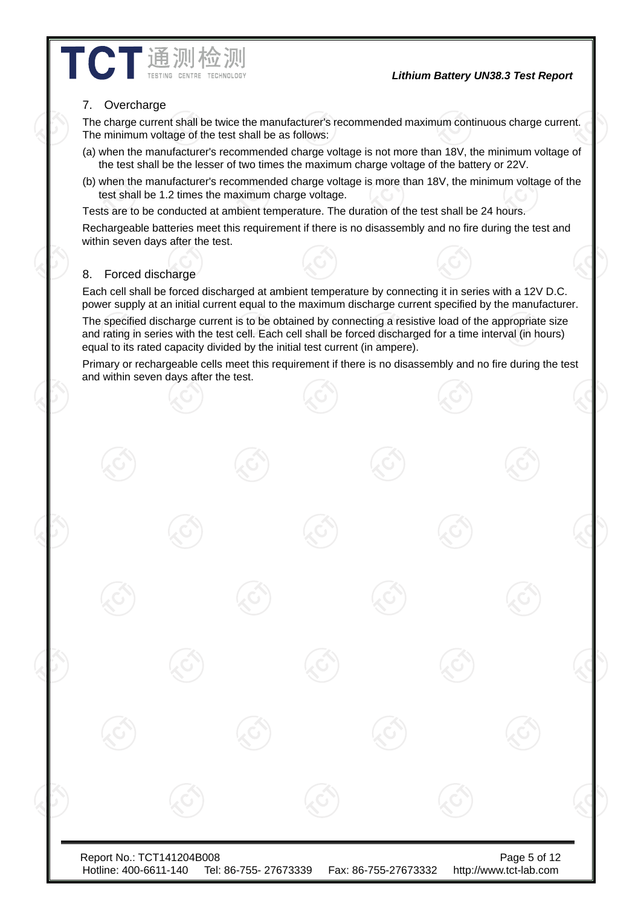## 7. Overcharge

The charge current shall be twice the manufacturer's recommended maximum continuous charge current. The minimum voltage of the test shall be as follows:

(a) when the manufacturer's recommended charge voltage is not more than 18V, the minimum voltage of the test shall be the lesser of two times the maximum charge voltage of the battery or 22V.

(b) when the manufacturer's recommended charge voltage is more than 18V, the minimum voltage of the test shall be 1.2 times the maximum charge voltage.

Tests are to be conducted at ambient temperature. The duration of the test shall be 24 hours.

Rechargeable batteries meet this requirement if there is no disassembly and no fire during the test and within seven days after the test.

## 8. Forced discharge

Each cell shall be forced discharged at ambient temperature by connecting it in series with a 12V D.C. power supply at an initial current equal to the maximum discharge current specified by the manufacturer.

The specified discharge current is to be obtained by connecting a resistive load of the appropriate size and rating in series with the test cell. Each cell shall be forced discharged for a time interval (in hours) equal to its rated capacity divided by the initial test current (in ampere).

Primary or rechargeable cells meet this requirement if there is no disassembly and no fire during the test and within seven days after the test.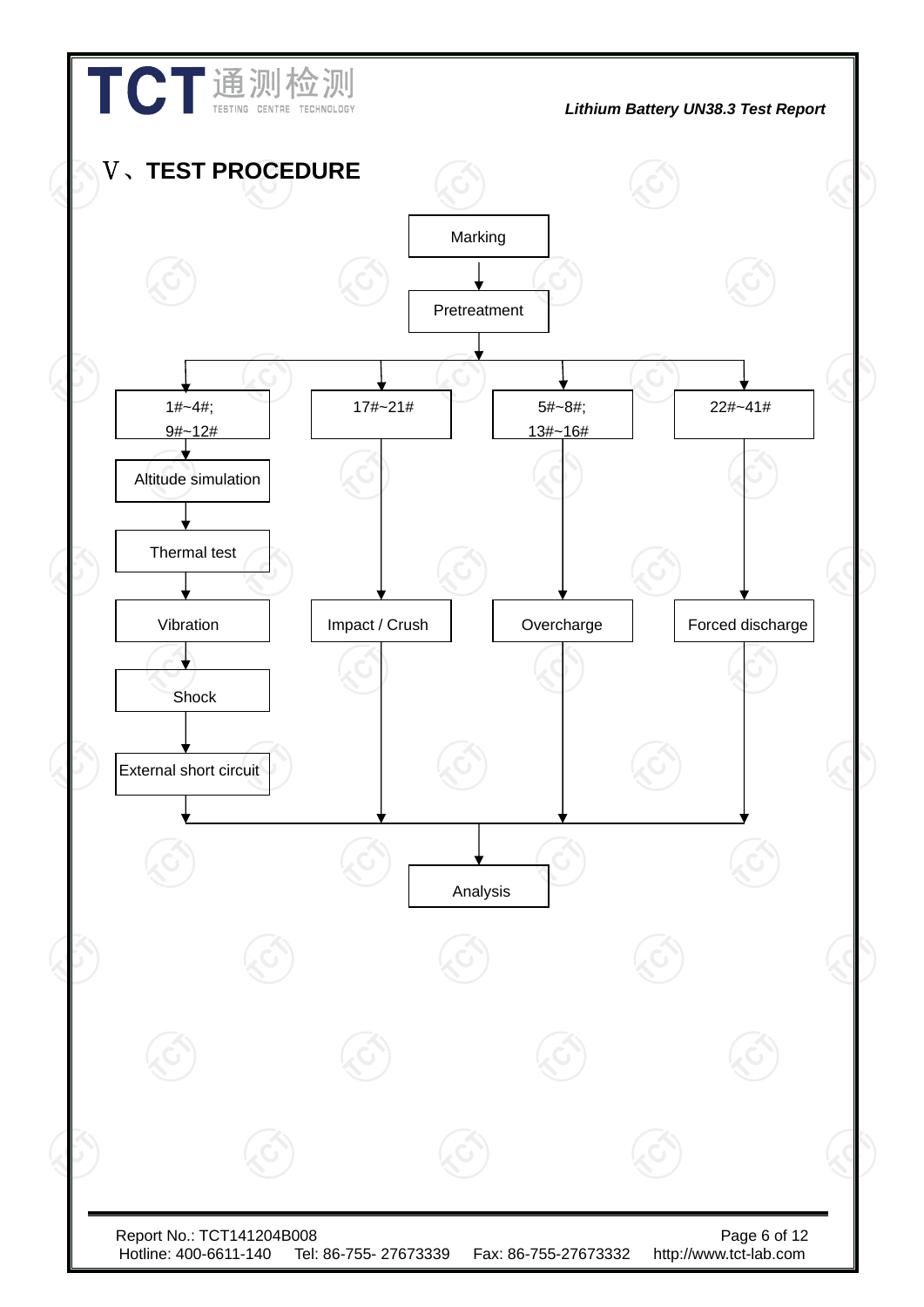## V、TEST PROCEDURE

Marking

↓

Pretreatment

↓

| 1#~4#; 9#~12# | 17#~21# | 5#~8#; 13#~16# | 22#~41# |
| --- | --- | --- | --- |
| Altitude simulation | | | |
| Thermal test | | | |
| Vibration | Impact / Crush | Overcharge | Forced discharge |
| Shock | | | |
| External short circuit | | | |

↓

Analysis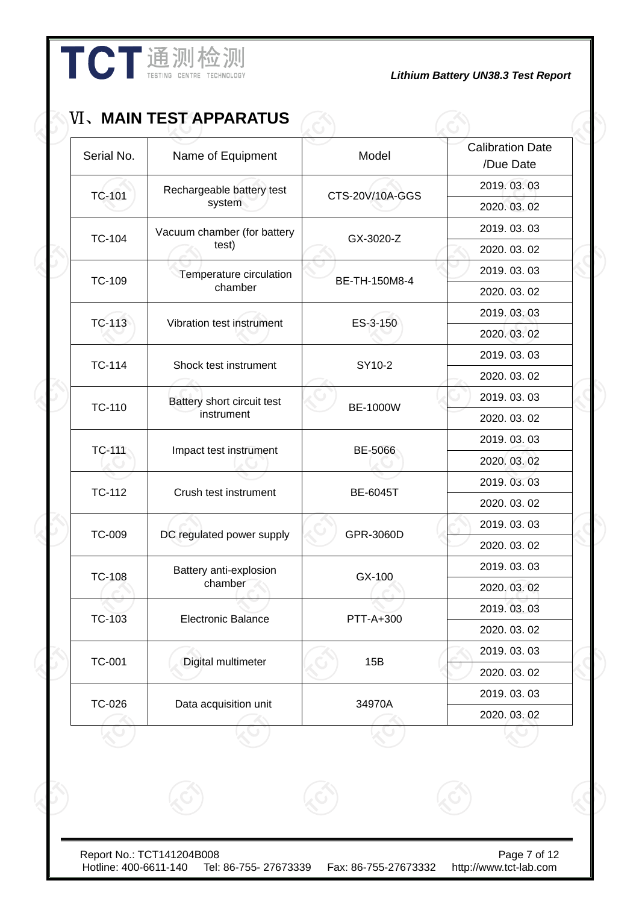## Ⅵ、MAIN TEST APPARATUS

| Serial No. | Name of Equipment | Model | Calibration Date /Due Date |
|---|---|---|---|
| TC-101 | Rechargeable battery test system | CTS-20V/10A-GGS | 2019. 03. 03 |
| | | | 2020. 03. 02 |
| TC-104 | Vacuum chamber (for battery test) | GX-3020-Z | 2019. 03. 03 |
| | | | 2020. 03. 02 |
| TC-109 | Temperature circulation chamber | BE-TH-150M8-4 | 2019. 03. 03 |
| | | | 2020. 03. 02 |
| TC-113 | Vibration test instrument | ES-3-150 | 2019. 03. 03 |
| | | | 2020. 03. 02 |
| TC-114 | Shock test instrument | SY10-2 | 2019. 03. 03 |
| | | | 2020. 03. 02 |
| TC-110 | Battery short circuit test instrument | BE-1000W | 2019. 03. 03 |
| | | | 2020. 03. 02 |
| TC-111 | Impact test instrument | BE-5066 | 2019. 03. 03 |
| | | | 2020. 03. 02 |
| TC-112 | Crush test instrument | BE-6045T | 2019. 03. 03 |
| | | | 2020. 03. 02 |
| TC-009 | DC regulated power supply | GPR-3060D | 2019. 03. 03 |
| | | | 2020. 03. 02 |
| TC-108 | Battery anti-explosion chamber | GX-100 | 2019. 03. 03 |
| | | | 2020. 03. 02 |
| TC-103 | Electronic Balance | PTT-A+300 | 2019. 03. 03 |
| | | | 2020. 03. 02 |
| TC-001 | Digital multimeter | 15B | 2019. 03. 03 |
| | | | 2020. 03. 02 |
| TC-026 | Data acquisition unit | 34970A | 2019. 03. 03 |
| | | | 2020. 03. 02 |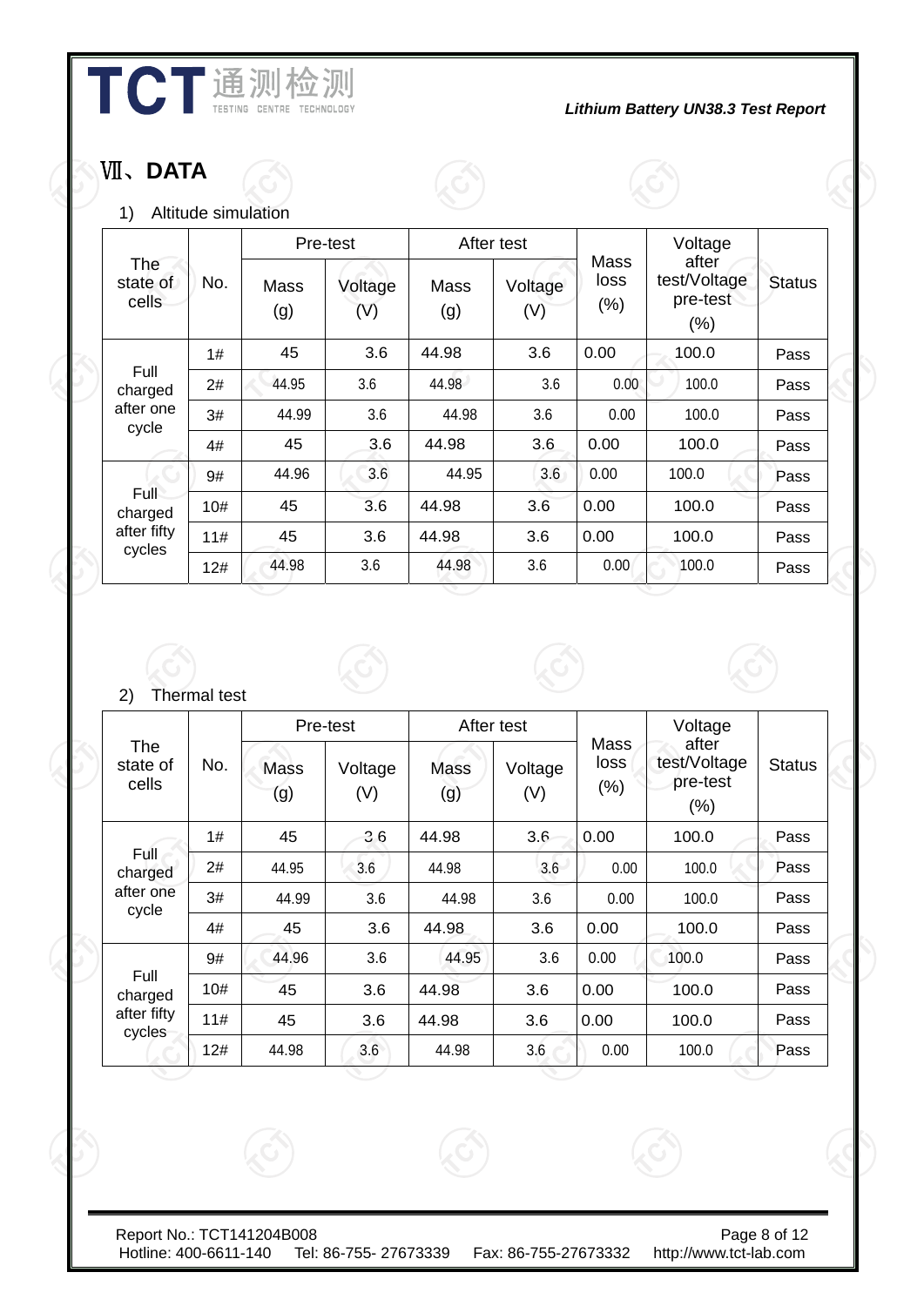## Ⅶ、DATA

1) Altitude simulation

| The state of cells | No. | Pre-test | | After test | | Mass loss (%) | Voltage after test/Voltage pre-test (%) | Status |
|---|---|---|---|---|---|---|---|---|
| | | Mass (g) | Voltage (V) | Mass (g) | Voltage (V) | | | |
| Full charged after one cycle | 1# | 45 | 3.6 | 44.98 | 3.6 | 0.00 | 100.0 | Pass |
| | 2# | 44.95 | 3.6 | 44.98 | 3.6 | 0.00 | 100.0 | Pass |
| | 3# | 44.99 | 3.6 | 44.98 | 3.6 | 0.00 | 100.0 | Pass |
| | 4# | 45 | 3.6 | 44.98 | 3.6 | 0.00 | 100.0 | Pass |
| Full charged after fifty cycles | 9# | 44.96 | 3.6 | 44.95 | 3.6 | 0.00 | 100.0 | Pass |
| | 10# | 45 | 3.6 | 44.98 | 3.6 | 0.00 | 100.0 | Pass |
| | 11# | 45 | 3.6 | 44.98 | 3.6 | 0.00 | 100.0 | Pass |
| | 12# | 44.98 | 3.6 | 44.98 | 3.6 | 0.00 | 100.0 | Pass |

2) Thermal test

| The state of cells | No. | Pre-test | | After test | | Mass loss (%) | Voltage after test/Voltage pre-test (%) | Status |
|---|---|---|---|---|---|---|---|---|
| | | Mass (g) | Voltage (V) | Mass (g) | Voltage (V) | | | |
| Full charged after one cycle | 1# | 45 | 3.6 | 44.98 | 3.6 | 0.00 | 100.0 | Pass |
| | 2# | 44.95 | 3.6 | 44.98 | 3.6 | 0.00 | 100.0 | Pass |
| | 3# | 44.99 | 3.6 | 44.98 | 3.6 | 0.00 | 100.0 | Pass |
| | 4# | 45 | 3.6 | 44.98 | 3.6 | 0.00 | 100.0 | Pass |
| Full charged after fifty cycles | 9# | 44.96 | 3.6 | 44.95 | 3.6 | 0.00 | 100.0 | Pass |
| | 10# | 45 | 3.6 | 44.98 | 3.6 | 0.00 | 100.0 | Pass |
| | 11# | 45 | 3.6 | 44.98 | 3.6 | 0.00 | 100.0 | Pass |
| | 12# | 44.98 | 3.6 | 44.98 | 3.6 | 0.00 | 100.0 | Pass |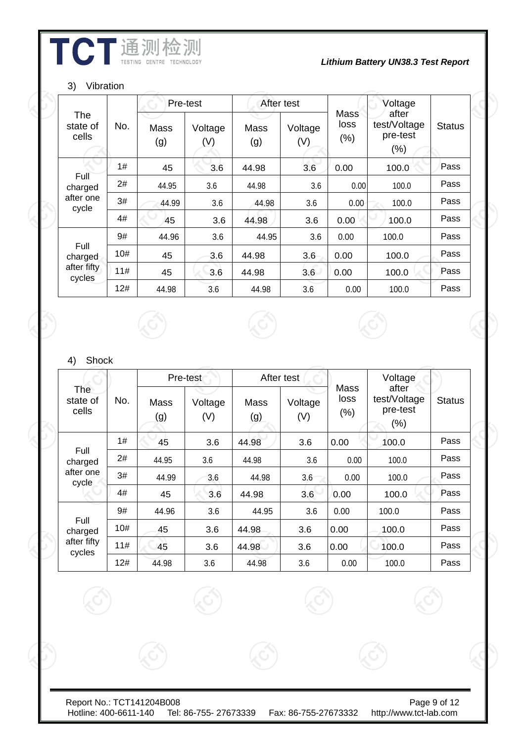3) Vibration

| The state of cells | No. | Pre-test | | After test | | Mass loss (%) | Voltage after test/Voltage pre-test (%) | Status |
|---|---|---|---|---|---|---|---|---|
| | | Mass (g) | Voltage (V) | Mass (g) | Voltage (V) | | | |
| Full charged after one cycle | 1# | 45 | 3.6 | 44.98 | 3.6 | 0.00 | 100.0 | Pass |
| | 2# | 44.95 | 3.6 | 44.98 | 3.6 | 0.00 | 100.0 | Pass |
| | 3# | 44.99 | 3.6 | 44.98 | 3.6 | 0.00 | 100.0 | Pass |
| | 4# | 45 | 3.6 | 44.98 | 3.6 | 0.00 | 100.0 | Pass |
| Full charged after fifty cycles | 9# | 44.96 | 3.6 | 44.95 | 3.6 | 0.00 | 100.0 | Pass |
| | 10# | 45 | 3.6 | 44.98 | 3.6 | 0.00 | 100.0 | Pass |
| | 11# | 45 | 3.6 | 44.98 | 3.6 | 0.00 | 100.0 | Pass |
| | 12# | 44.98 | 3.6 | 44.98 | 3.6 | 0.00 | 100.0 | Pass |

4) Shock

| The state of cells | No. | Pre-test | | After test | | Mass loss (%) | Voltage after test/Voltage pre-test (%) | Status |
|---|---|---|---|---|---|---|---|---|
| | | Mass (g) | Voltage (V) | Mass (g) | Voltage (V) | | | |
| Full charged after one cycle | 1# | 45 | 3.6 | 44.98 | 3.6 | 0.00 | 100.0 | Pass |
| | 2# | 44.95 | 3.6 | 44.98 | 3.6 | 0.00 | 100.0 | Pass |
| | 3# | 44.99 | 3.6 | 44.98 | 3.6 | 0.00 | 100.0 | Pass |
| | 4# | 45 | 3.6 | 44.98 | 3.6 | 0.00 | 100.0 | Pass |
| Full charged after fifty cycles | 9# | 44.96 | 3.6 | 44.95 | 3.6 | 0.00 | 100.0 | Pass |
| | 10# | 45 | 3.6 | 44.98 | 3.6 | 0.00 | 100.0 | Pass |
| | 11# | 45 | 3.6 | 44.98 | 3.6 | 0.00 | 100.0 | Pass |
| | 12# | 44.98 | 3.6 | 44.98 | 3.6 | 0.00 | 100.0 | Pass |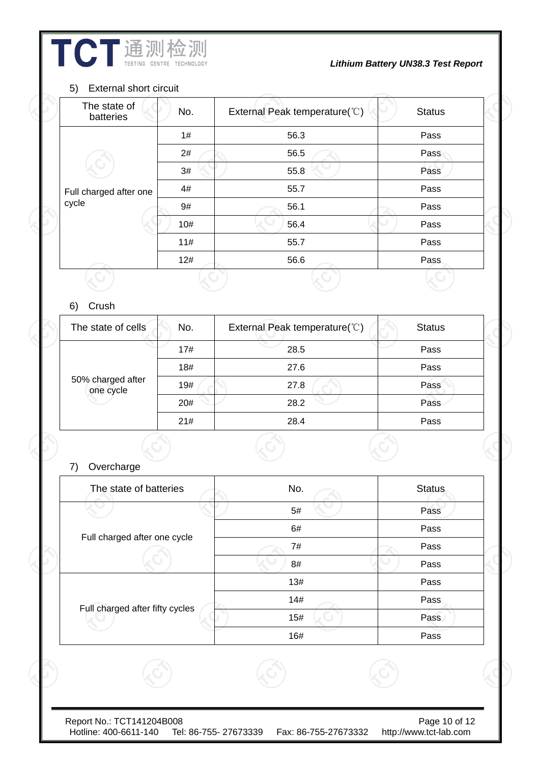5) External short circuit

| The state of batteries | No. | External Peak temperature(℃) | Status |
|---|---|---|---|
| Full charged after one cycle | 1# | 56.3 | Pass |
| | 2# | 56.5 | Pass |
| | 3# | 55.8 | Pass |
| | 4# | 55.7 | Pass |
| | 9# | 56.1 | Pass |
| | 10# | 56.4 | Pass |
| | 11# | 55.7 | Pass |
| | 12# | 56.6 | Pass |

6) Crush

| The state of cells | No. | External Peak temperature(℃) | Status |
|---|---|---|---|
| 50% charged after one cycle | 17# | 28.5 | Pass |
| | 18# | 27.6 | Pass |
| | 19# | 27.8 | Pass |
| | 20# | 28.2 | Pass |
| | 21# | 28.4 | Pass |

7) Overcharge

| The state of batteries | No. | Status |
|---|---|---|
| Full charged after one cycle | 5# | Pass |
| | 6# | Pass |
| | 7# | Pass |
| | 8# | Pass |
| Full charged after fifty cycles | 13# | Pass |
| | 14# | Pass |
| | 15# | Pass |
| | 16# | Pass |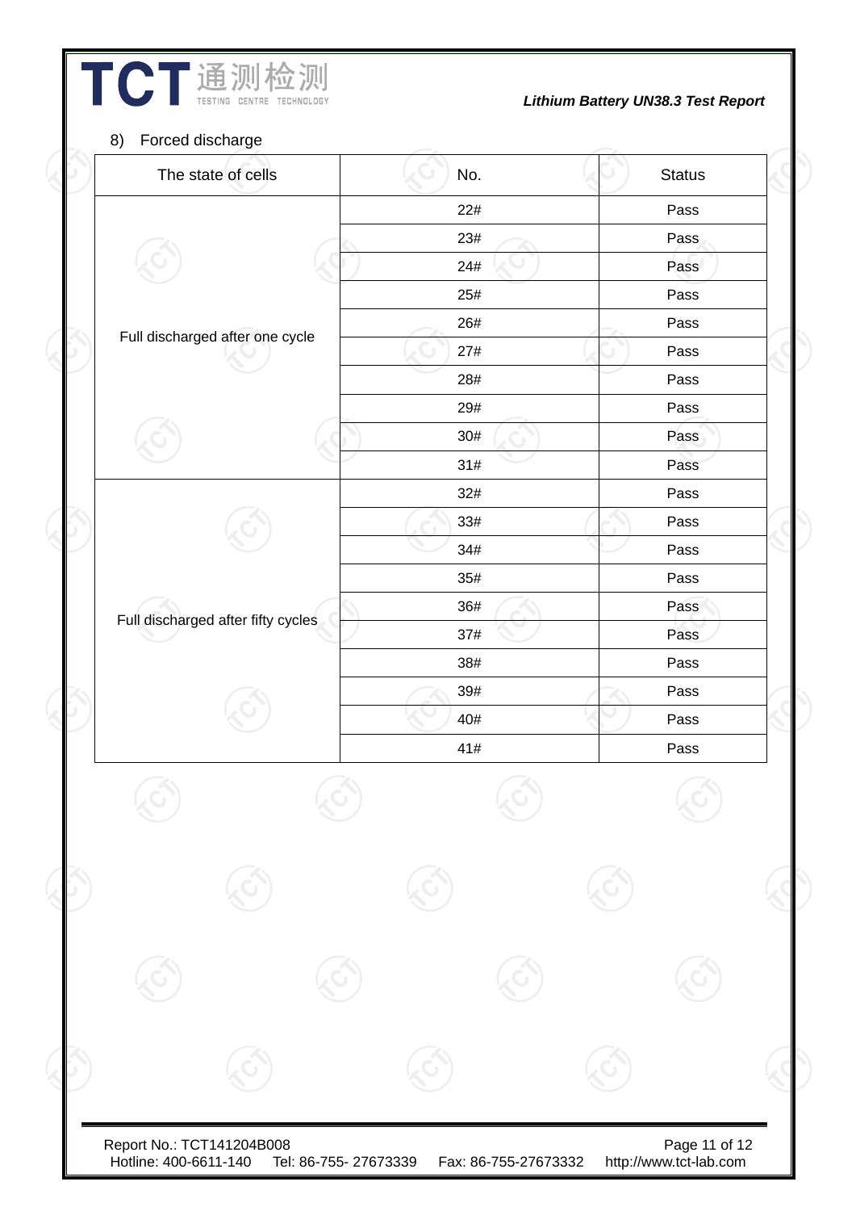8) Forced discharge

| The state of cells | No. | Status |
|---|---|---|
| Full discharged after one cycle | 22# | Pass |
| | 23# | Pass |
| | 24# | Pass |
| | 25# | Pass |
| | 26# | Pass |
| | 27# | Pass |
| | 28# | Pass |
| | 29# | Pass |
| | 30# | Pass |
| | 31# | Pass |
| Full discharged after fifty cycles | 32# | Pass |
| | 33# | Pass |
| | 34# | Pass |
| | 35# | Pass |
| | 36# | Pass |
| | 37# | Pass |
| | 38# | Pass |
| | 39# | Pass |
| | 40# | Pass |
| | 41# | Pass |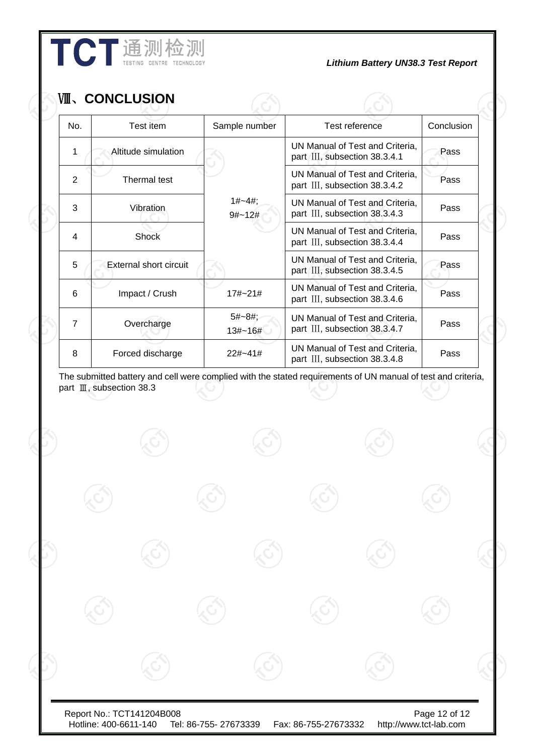## Ⅷ、CONCLUSION

| No. | Test item | Sample number | Test reference | Conclusion |
|---|---|---|---|---|
| 1 | Altitude simulation | 1#~4#; 9#~12# | UN Manual of Test and Criteria, part Ⅲ, subsection 38.3.4.1 | Pass |
| 2 | Thermal test | | UN Manual of Test and Criteria, part Ⅲ, subsection 38.3.4.2 | Pass |
| 3 | Vibration | | UN Manual of Test and Criteria, part Ⅲ, subsection 38.3.4.3 | Pass |
| 4 | Shock | | UN Manual of Test and Criteria, part Ⅲ, subsection 38.3.4.4 | Pass |
| 5 | External short circuit | | UN Manual of Test and Criteria, part Ⅲ, subsection 38.3.4.5 | Pass |
| 6 | Impact / Crush | 17#~21# | UN Manual of Test and Criteria, part Ⅲ, subsection 38.3.4.6 | Pass |
| 7 | Overcharge | 5#~8#; 13#~16# | UN Manual of Test and Criteria, part Ⅲ, subsection 38.3.4.7 | Pass |
| 8 | Forced discharge | 22#~41# | UN Manual of Test and Criteria, part Ⅲ, subsection 38.3.4.8 | Pass |

The submitted battery and cell were complied with the stated requirements of UN manual of test and criteria, part Ⅲ, subsection 38.3